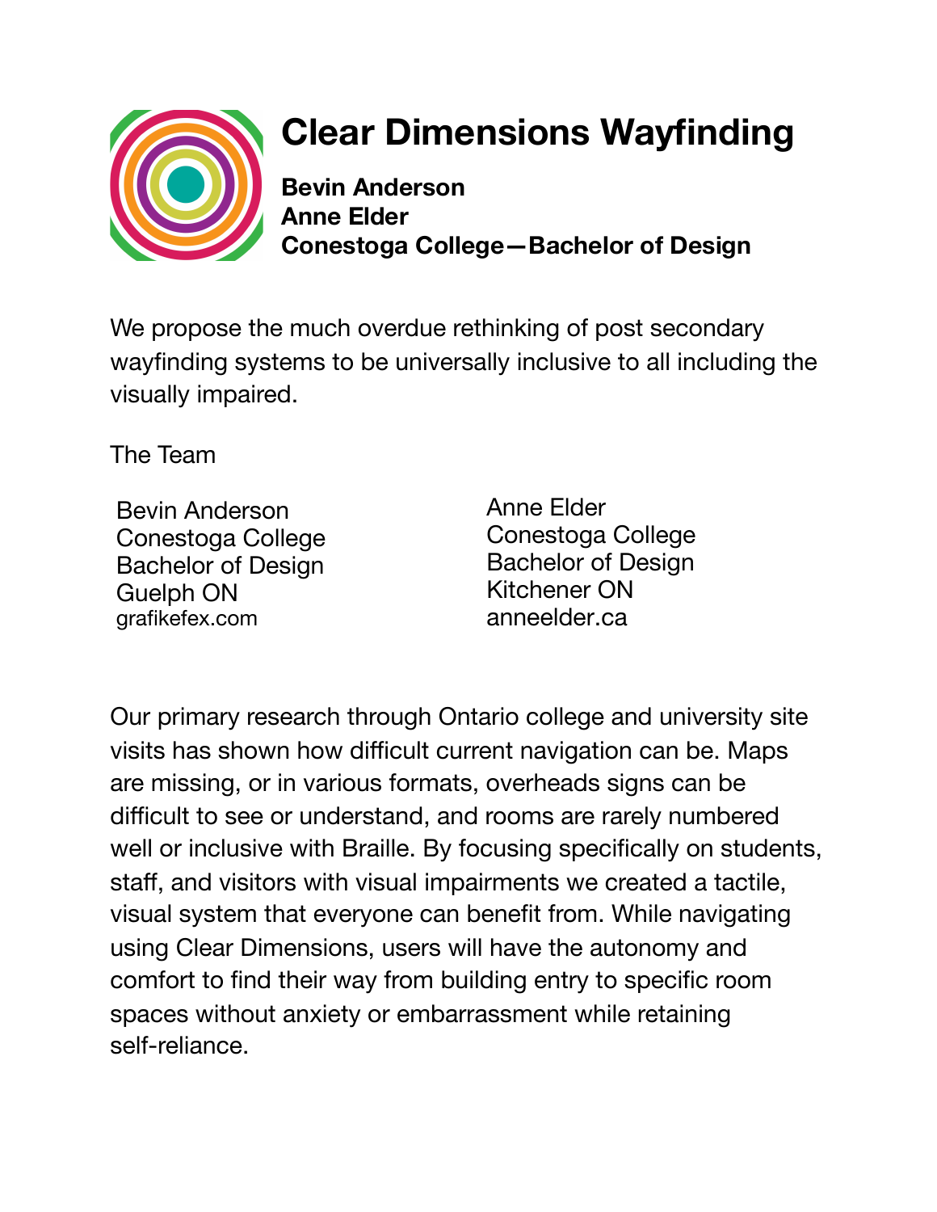# Clear Dimensions Wayfinding

**Bevin Anderson**
**Anne Elder**
**Conestoga College—Bachelor of Design**

We propose the much overdue rethinking of post secondary wayfinding systems to be universally inclusive to all including the visually impaired.

The Team

Bevin Anderson
Conestoga College
Bachelor of Design
Guelph ON
grafikefex.com

Anne Elder
Conestoga College
Bachelor of Design
Kitchener ON
anneelder.ca

Our primary research through Ontario college and university site visits has shown how difficult current navigation can be. Maps are missing, or in various formats, overheads signs can be difficult to see or understand, and rooms are rarely numbered well or inclusive with Braille. By focusing specifically on students, staff, and visitors with visual impairments we created a tactile, visual system that everyone can benefit from. While navigating using Clear Dimensions, users will have the autonomy and comfort to find their way from building entry to specific room spaces without anxiety or embarrassment while retaining self-reliance.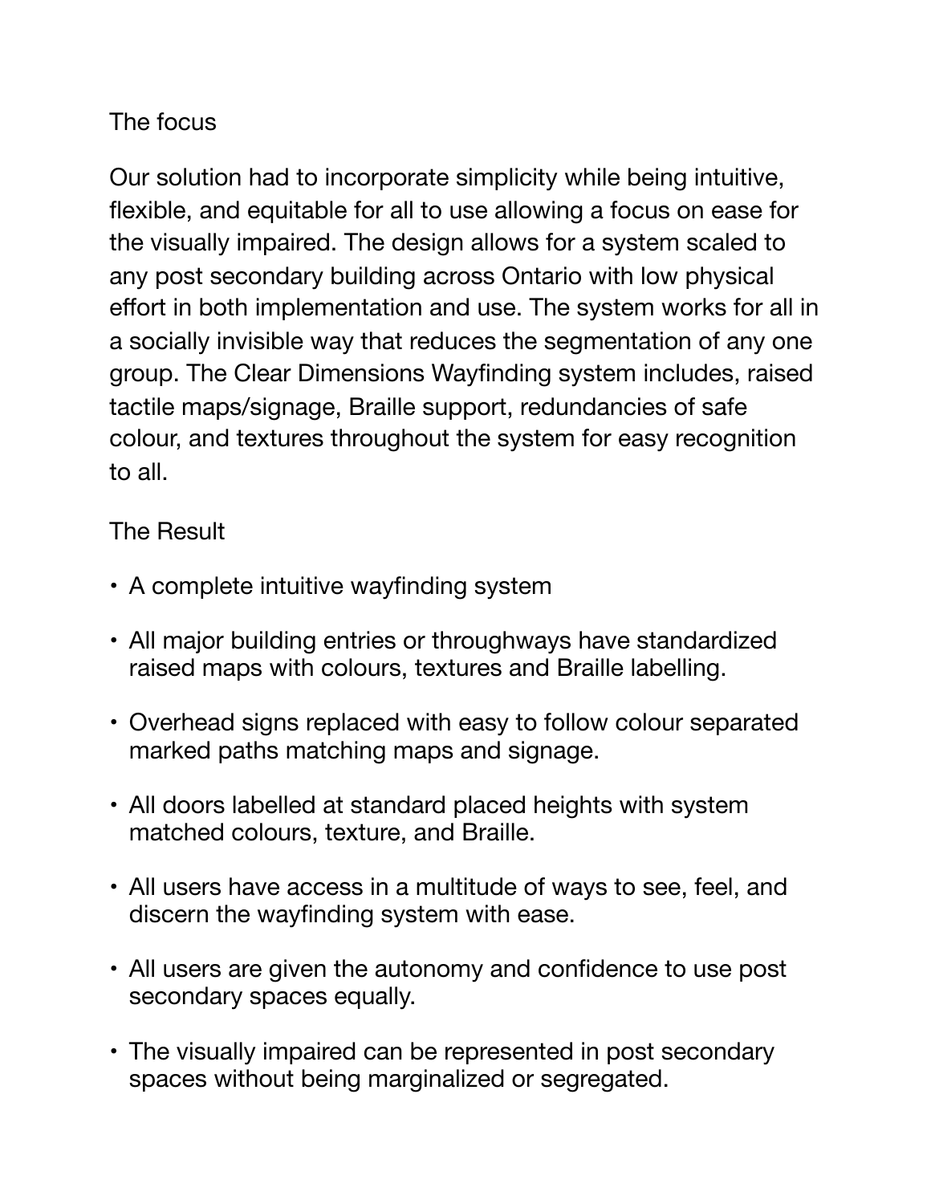## The focus

Our solution had to incorporate simplicity while being intuitive, flexible, and equitable for all to use allowing a focus on ease for the visually impaired. The design allows for a system scaled to any post secondary building across Ontario with low physical effort in both implementation and use. The system works for all in a socially invisible way that reduces the segmentation of any one group. The Clear Dimensions Wayfinding system includes, raised tactile maps/signage, Braille support, redundancies of safe colour, and textures throughout the system for easy recognition to all.

## The Result

- A complete intuitive wayfinding system
- All major building entries or throughways have standardized raised maps with colours, textures and Braille labelling.
- Overhead signs replaced with easy to follow colour separated marked paths matching maps and signage.
- All doors labelled at standard placed heights with system matched colours, texture, and Braille.
- All users have access in a multitude of ways to see, feel, and discern the wayfinding system with ease.
- All users are given the autonomy and confidence to use post secondary spaces equally.
- The visually impaired can be represented in post secondary spaces without being marginalized or segregated.